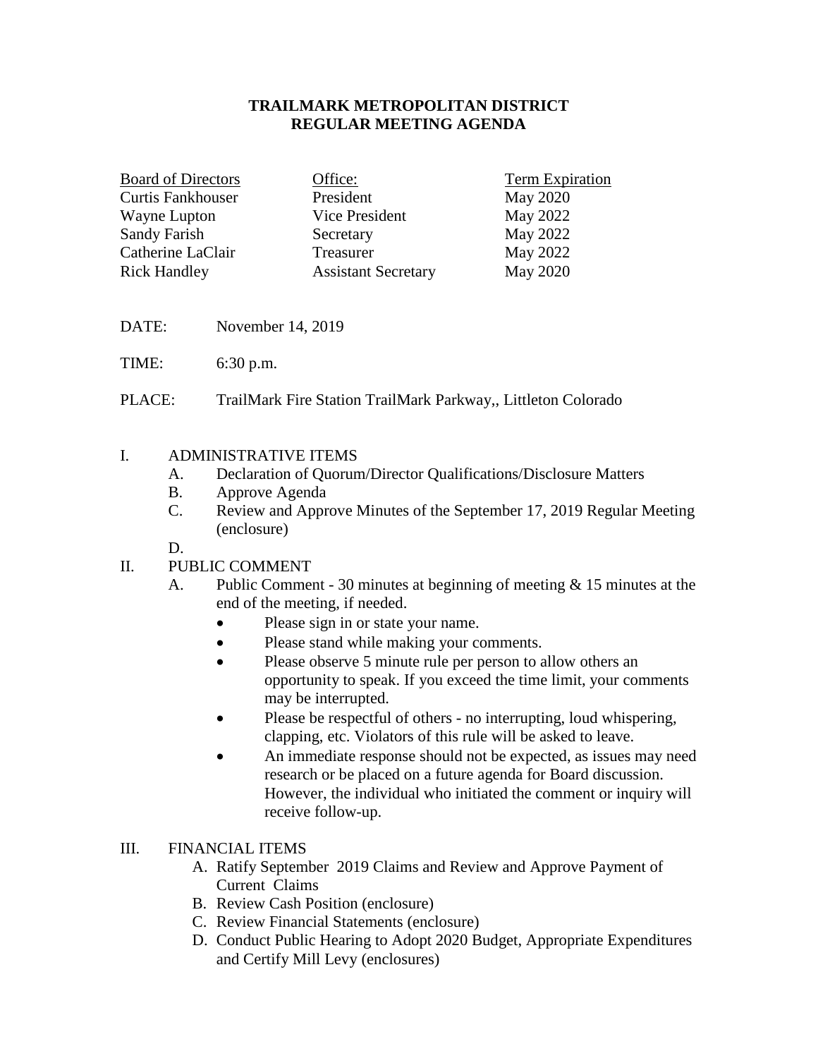# TRAILMARK METROPOLITAN DISTRICT
## REGULAR MEETING AGENDA

| Board of Directors | Office: | Term Expiration |
| --- | --- | --- |
| Curtis Fankhouser | President | May 2020 |
| Wayne Lupton | Vice President | May 2022 |
| Sandy Farish | Secretary | May 2022 |
| Catherine LaClair | Treasurer | May 2022 |
| Rick Handley | Assistant Secretary | May 2020 |

DATE: November 14, 2019

TIME: 6:30 p.m.

PLACE: TrailMark Fire Station TrailMark Parkway,, Littleton Colorado

I. ADMINISTRATIVE ITEMS
   - A. Declaration of Quorum/Director Qualifications/Disclosure Matters
   - B. Approve Agenda
   - C. Review and Approve Minutes of the September 17, 2019 Regular Meeting (enclosure)
   - D.

II. PUBLIC COMMENT
   - A. Public Comment - 30 minutes at beginning of meeting & 15 minutes at the end of the meeting, if needed.
     - Please sign in or state your name.
     - Please stand while making your comments.
     - Please observe 5 minute rule per person to allow others an opportunity to speak. If you exceed the time limit, your comments may be interrupted.
     - Please be respectful of others - no interrupting, loud whispering, clapping, etc. Violators of this rule will be asked to leave.
     - An immediate response should not be expected, as issues may need research or be placed on a future agenda for Board discussion. However, the individual who initiated the comment or inquiry will receive follow-up.

III. FINANCIAL ITEMS
   - A. Ratify September 2019 Claims and Review and Approve Payment of Current Claims
   - B. Review Cash Position (enclosure)
   - C. Review Financial Statements (enclosure)
   - D. Conduct Public Hearing to Adopt 2020 Budget, Appropriate Expenditures and Certify Mill Levy (enclosures)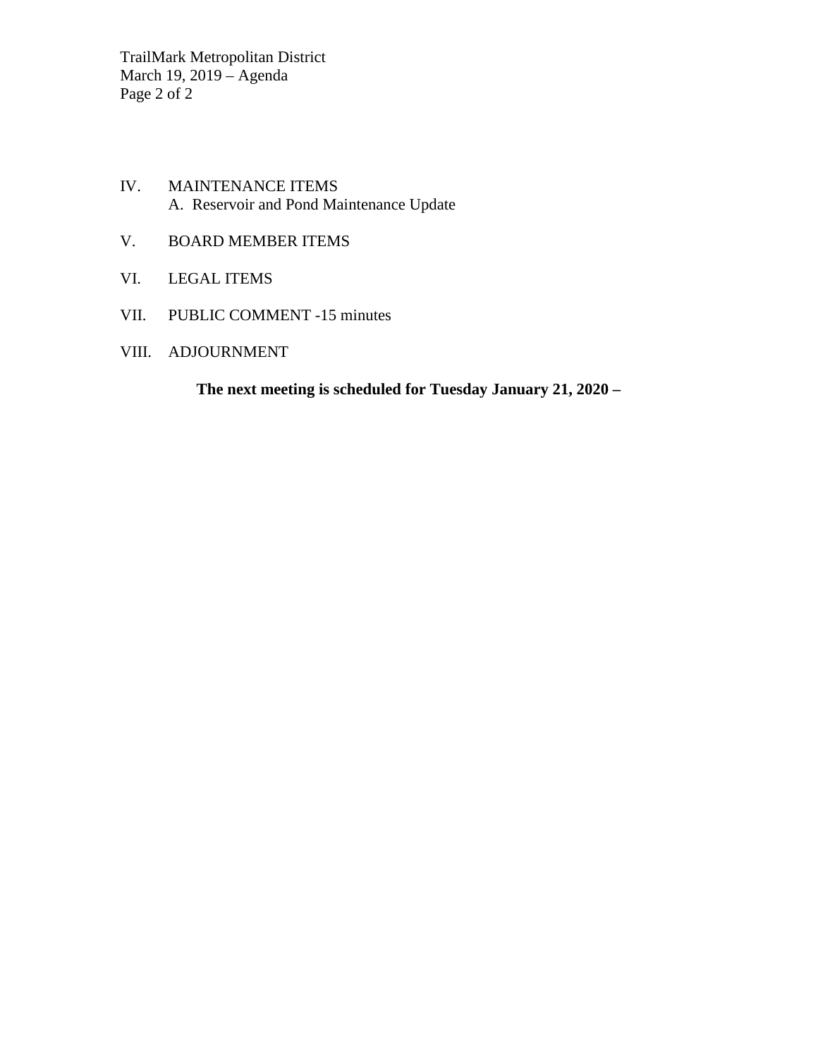IV. MAINTENANCE ITEMS
  A. Reservoir and Pond Maintenance Update

V. BOARD MEMBER ITEMS

VI. LEGAL ITEMS

VII. PUBLIC COMMENT -15 minutes

VIII. ADJOURNMENT

**The next meeting is scheduled for Tuesday January 21, 2020 –**